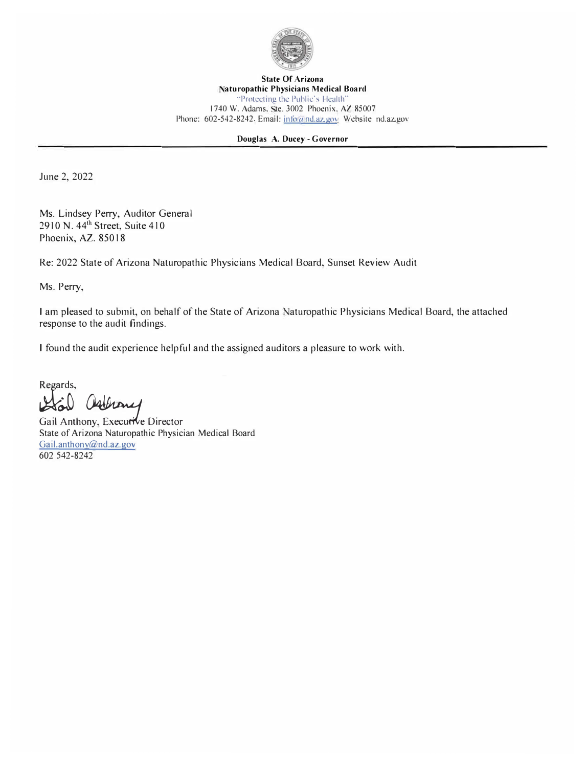**State Of Arizona**
**Naturopathic Physicians Medical Board**
"Protecting the Public's Health"
1740 W. Adams, Ste. 3002 Phoenix, AZ 85007
Phone: 602-542-8242. Email: info@nd.az.gov Website nd.az.gov

**Douglas A. Ducey - Governor**

---

June 2, 2022

Ms. Lindsey Perry, Auditor General
2910 N. 44th Street, Suite 410
Phoenix, AZ. 85018

Re: 2022 State of Arizona Naturopathic Physicians Medical Board, Sunset Review Audit

Ms. Perry,

I am pleased to submit, on behalf of the State of Arizona Naturopathic Physicians Medical Board, the attached response to the audit findings.

I found the audit experience helpful and the assigned auditors a pleasure to work with.

Regards,

Gail Anthony

Gail Anthony, Executive Director
State of Arizona Naturopathic Physician Medical Board
Gail.anthony@nd.az.gov
602 542-8242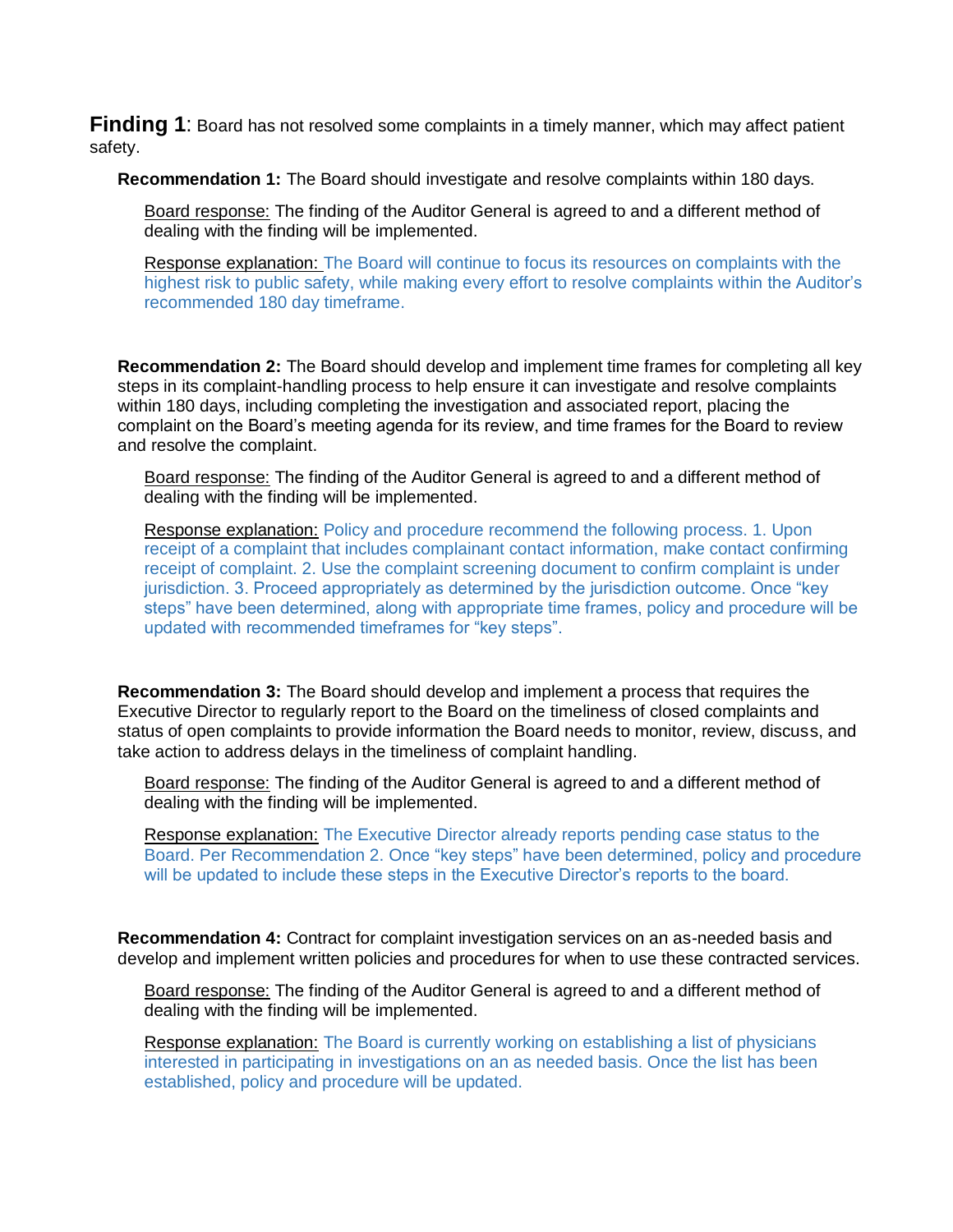**Finding 1**: Board has not resolved some complaints in a timely manner, which may affect patient safety.

**Recommendation 1:** The Board should investigate and resolve complaints within 180 days.

Board response: The finding of the Auditor General is agreed to and a different method of dealing with the finding will be implemented.

Response explanation: The Board will continue to focus its resources on complaints with the highest risk to public safety, while making every effort to resolve complaints within the Auditor's recommended 180 day timeframe.

**Recommendation 2:** The Board should develop and implement time frames for completing all key steps in its complaint-handling process to help ensure it can investigate and resolve complaints within 180 days, including completing the investigation and associated report, placing the complaint on the Board's meeting agenda for its review, and time frames for the Board to review and resolve the complaint.

Board response: The finding of the Auditor General is agreed to and a different method of dealing with the finding will be implemented.

Response explanation: Policy and procedure recommend the following process. 1. Upon receipt of a complaint that includes complainant contact information, make contact confirming receipt of complaint. 2. Use the complaint screening document to confirm complaint is under jurisdiction. 3. Proceed appropriately as determined by the jurisdiction outcome. Once "key steps" have been determined, along with appropriate time frames, policy and procedure will be updated with recommended timeframes for "key steps".

**Recommendation 3:** The Board should develop and implement a process that requires the Executive Director to regularly report to the Board on the timeliness of closed complaints and status of open complaints to provide information the Board needs to monitor, review, discuss, and take action to address delays in the timeliness of complaint handling.

Board response: The finding of the Auditor General is agreed to and a different method of dealing with the finding will be implemented.

Response explanation: The Executive Director already reports pending case status to the Board. Per Recommendation 2. Once "key steps" have been determined, policy and procedure will be updated to include these steps in the Executive Director's reports to the board.

**Recommendation 4:** Contract for complaint investigation services on an as-needed basis and develop and implement written policies and procedures for when to use these contracted services.

Board response: The finding of the Auditor General is agreed to and a different method of dealing with the finding will be implemented.

Response explanation: The Board is currently working on establishing a list of physicians interested in participating in investigations on an as needed basis. Once the list has been established, policy and procedure will be updated.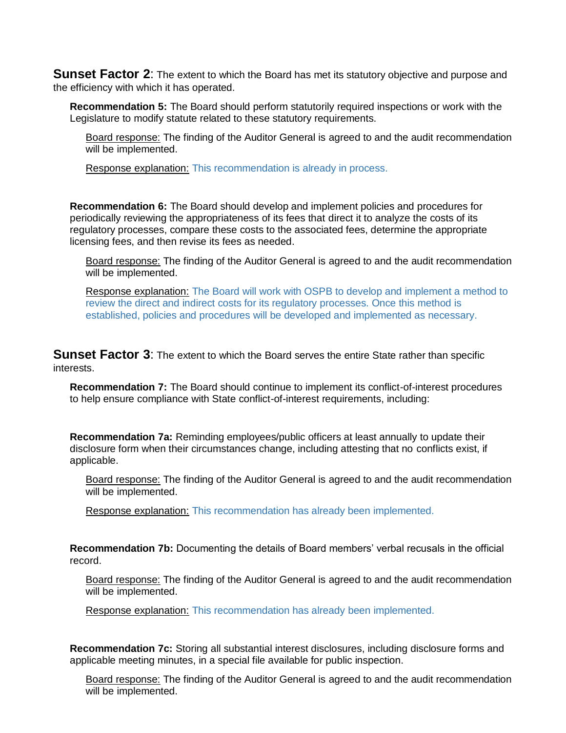**Sunset Factor 2**: The extent to which the Board has met its statutory objective and purpose and the efficiency with which it has operated.

**Recommendation 5:** The Board should perform statutorily required inspections or work with the Legislature to modify statute related to these statutory requirements.

Board response: The finding of the Auditor General is agreed to and the audit recommendation will be implemented.

Response explanation: This recommendation is already in process.

**Recommendation 6:** The Board should develop and implement policies and procedures for periodically reviewing the appropriateness of its fees that direct it to analyze the costs of its regulatory processes, compare these costs to the associated fees, determine the appropriate licensing fees, and then revise its fees as needed.

Board response: The finding of the Auditor General is agreed to and the audit recommendation will be implemented.

Response explanation: The Board will work with OSPB to develop and implement a method to review the direct and indirect costs for its regulatory processes. Once this method is established, policies and procedures will be developed and implemented as necessary.

**Sunset Factor 3**: The extent to which the Board serves the entire State rather than specific interests.

**Recommendation 7:** The Board should continue to implement its conflict-of-interest procedures to help ensure compliance with State conflict-of-interest requirements, including:

**Recommendation 7a:** Reminding employees/public officers at least annually to update their disclosure form when their circumstances change, including attesting that no conflicts exist, if applicable.

Board response: The finding of the Auditor General is agreed to and the audit recommendation will be implemented.

Response explanation: This recommendation has already been implemented.

**Recommendation 7b:** Documenting the details of Board members' verbal recusals in the official record.

Board response: The finding of the Auditor General is agreed to and the audit recommendation will be implemented.

Response explanation: This recommendation has already been implemented.

**Recommendation 7c:** Storing all substantial interest disclosures, including disclosure forms and applicable meeting minutes, in a special file available for public inspection.

Board response: The finding of the Auditor General is agreed to and the audit recommendation will be implemented.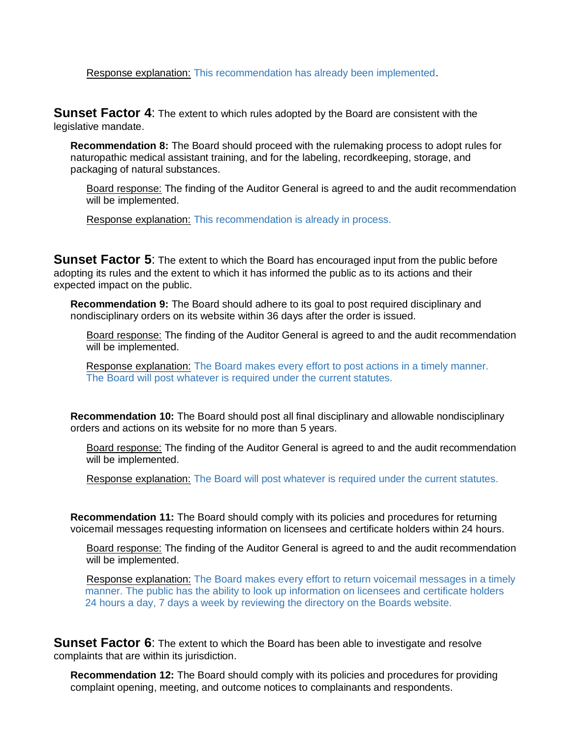Response explanation: This recommendation has already been implemented.

**Sunset Factor 4**: The extent to which rules adopted by the Board are consistent with the legislative mandate.

**Recommendation 8:** The Board should proceed with the rulemaking process to adopt rules for naturopathic medical assistant training, and for the labeling, recordkeeping, storage, and packaging of natural substances.

Board response: The finding of the Auditor General is agreed to and the audit recommendation will be implemented.

Response explanation: This recommendation is already in process.

**Sunset Factor 5**: The extent to which the Board has encouraged input from the public before adopting its rules and the extent to which it has informed the public as to its actions and their expected impact on the public.

**Recommendation 9:** The Board should adhere to its goal to post required disciplinary and nondisciplinary orders on its website within 36 days after the order is issued.

Board response: The finding of the Auditor General is agreed to and the audit recommendation will be implemented.

Response explanation: The Board makes every effort to post actions in a timely manner. The Board will post whatever is required under the current statutes.

**Recommendation 10:** The Board should post all final disciplinary and allowable nondisciplinary orders and actions on its website for no more than 5 years.

Board response: The finding of the Auditor General is agreed to and the audit recommendation will be implemented.

Response explanation: The Board will post whatever is required under the current statutes.

**Recommendation 11:** The Board should comply with its policies and procedures for returning voicemail messages requesting information on licensees and certificate holders within 24 hours.

Board response: The finding of the Auditor General is agreed to and the audit recommendation will be implemented.

Response explanation: The Board makes every effort to return voicemail messages in a timely manner. The public has the ability to look up information on licensees and certificate holders 24 hours a day, 7 days a week by reviewing the directory on the Boards website.

**Sunset Factor 6**: The extent to which the Board has been able to investigate and resolve complaints that are within its jurisdiction.

**Recommendation 12:** The Board should comply with its policies and procedures for providing complaint opening, meeting, and outcome notices to complainants and respondents.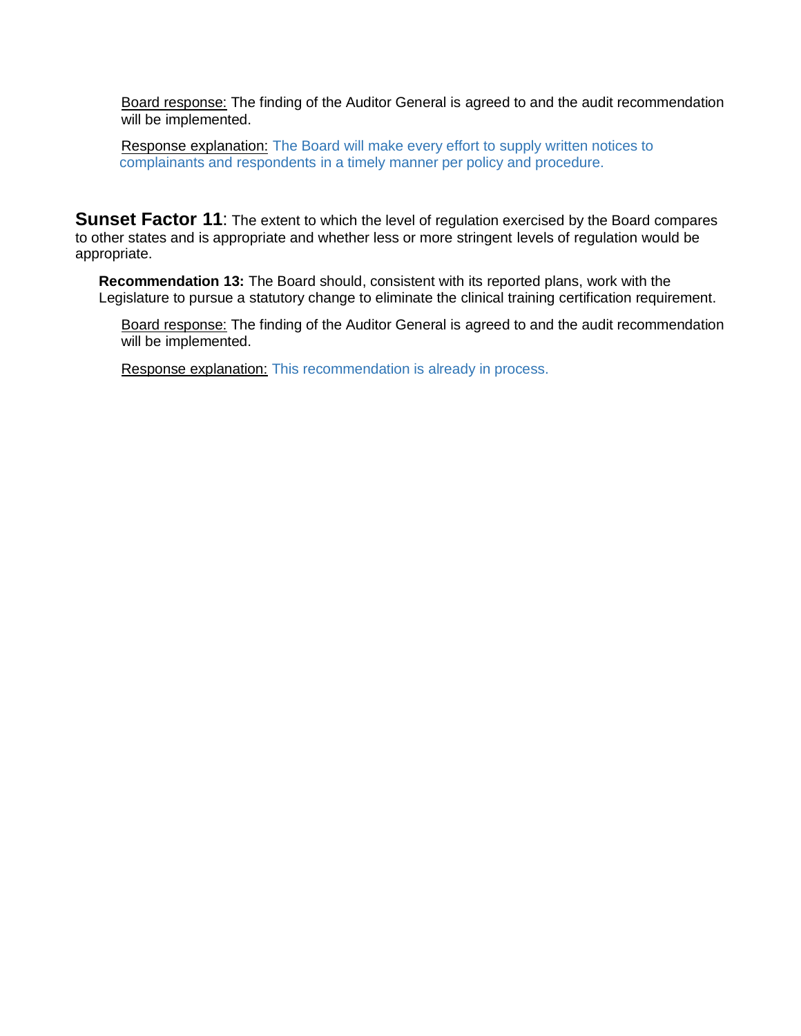Board response: The finding of the Auditor General is agreed to and the audit recommendation will be implemented.

Response explanation: The Board will make every effort to supply written notices to complainants and respondents in a timely manner per policy and procedure.

**Sunset Factor 11**: The extent to which the level of regulation exercised by the Board compares to other states and is appropriate and whether less or more stringent levels of regulation would be appropriate.

**Recommendation 13:** The Board should, consistent with its reported plans, work with the Legislature to pursue a statutory change to eliminate the clinical training certification requirement.

Board response: The finding of the Auditor General is agreed to and the audit recommendation will be implemented.

Response explanation: This recommendation is already in process.